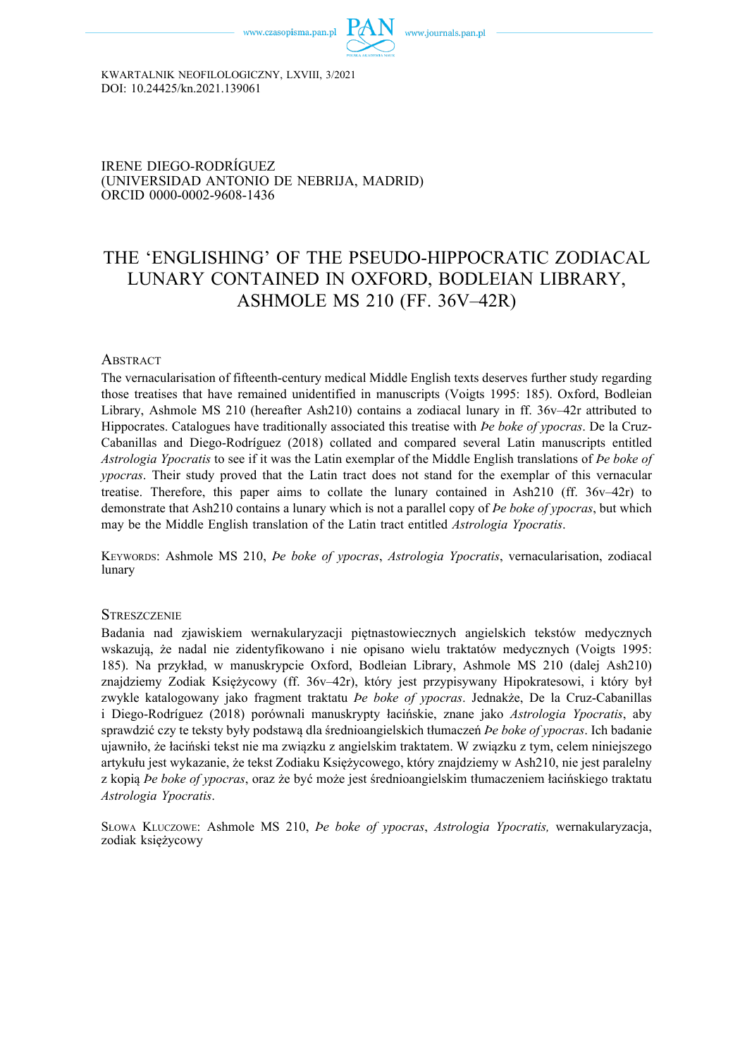KWARTALNIK NEOFILOLOGICZNY, LXVIII, 3/2021
DOI: 10.24425/kn.2021.139061

IRENE DIEGO-RODRÍGUEZ
(UNIVERSIDAD ANTONIO DE NEBRIJA, MADRID)
ORCID 0000-0002-9608-1436

# THE 'ENGLISHING' OF THE PSEUDO-HIPPOCRATIC ZODIACAL LUNARY CONTAINED IN OXFORD, BODLEIAN LIBRARY, ASHMOLE MS 210 (FF. 36V–42R)

## Abstract

The vernacularisation of fifteenth-century medical Middle English texts deserves further study regarding those treatises that have remained unidentified in manuscripts (Voigts 1995: 185). Oxford, Bodleian Library, Ashmole MS 210 (hereafter Ash210) contains a zodiacal lunary in ff. 36v–42r attributed to Hippocrates. Catalogues have traditionally associated this treatise with *Þe boke of ypocras*. De la Cruz-Cabanillas and Diego-Rodríguez (2018) collated and compared several Latin manuscripts entitled *Astrologia Ypocratis* to see if it was the Latin exemplar of the Middle English translations of *Þe boke of ypocras*. Their study proved that the Latin tract does not stand for the exemplar of this vernacular treatise. Therefore, this paper aims to collate the lunary contained in Ash210 (ff. 36v–42r) to demonstrate that Ash210 contains a lunary which is not a parallel copy of *Þe boke of ypocras*, but which may be the Middle English translation of the Latin tract entitled *Astrologia Ypocratis*.

Keywords: Ashmole MS 210, *Þe boke of ypocras*, *Astrologia Ypocratis*, vernacularisation, zodiacal lunary

## Streszczenie

Badania nad zjawiskiem wernakularyzacji piętnastowiecznych angielskich tekstów medycznych wskazują, że nadal nie zidentyfikowano i nie opisano wielu traktatów medycznych (Voigts 1995: 185). Na przykład, w manuskrypcie Oxford, Bodleian Library, Ashmole MS 210 (dalej Ash210) znajdziemy Zodiak Księżycowy (ff. 36v–42r), który jest przypisywany Hipokratesowi, i który był zwykle katalogowany jako fragment traktatu *Þe boke of ypocras*. Jednakże, De la Cruz-Cabanillas i Diego-Rodríguez (2018) porównali manuskrypty łacińskie, znane jako *Astrologia Ypocratis*, aby sprawdzić czy te teksty były podstawą dla średnioangielskich tłumaczeń *Þe boke of ypocras*. Ich badanie ujawniło, że łaciński tekst nie ma związku z angielskim traktatem. W związku z tym, celem niniejszego artykułu jest wykazanie, że tekst Zodiaku Księżycowego, który znajdziemy w Ash210, nie jest paralelny z kopią *Þe boke of ypocras*, oraz że być może jest średnioangielskim tłumaczeniem łacińskiego traktatu *Astrologia Ypocratis*.

Słowa Kluczowe: Ashmole MS 210, *Þe boke of ypocras*, *Astrologia Ypocratis,* wernakularyzacja, zodiak księżycowy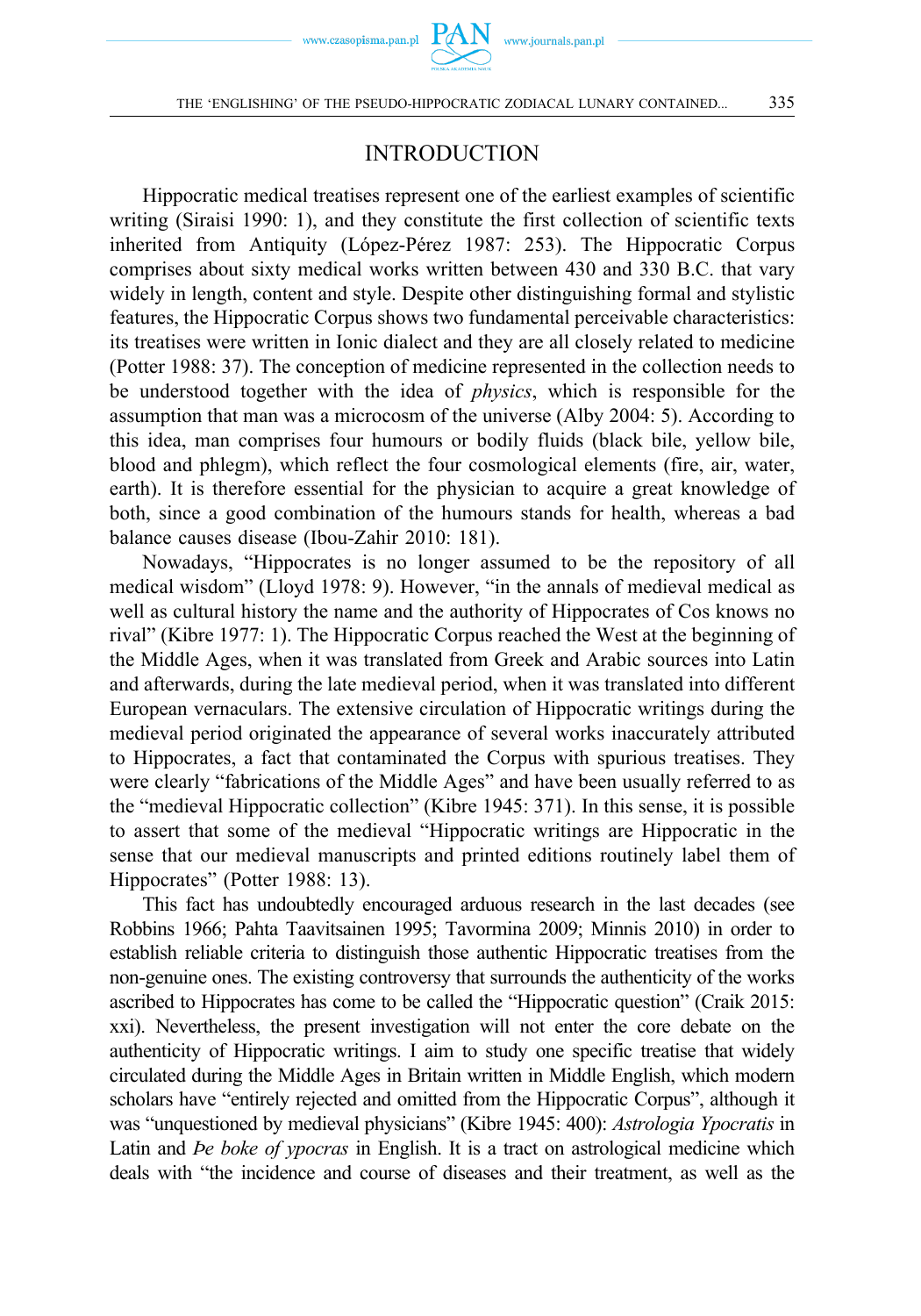## INTRODUCTION

Hippocratic medical treatises represent one of the earliest examples of scientific writing (Siraisi 1990: 1), and they constitute the first collection of scientific texts inherited from Antiquity (López-Pérez 1987: 253). The Hippocratic Corpus comprises about sixty medical works written between 430 and 330 B.C. that vary widely in length, content and style. Despite other distinguishing formal and stylistic features, the Hippocratic Corpus shows two fundamental perceivable characteristics: its treatises were written in Ionic dialect and they are all closely related to medicine (Potter 1988: 37). The conception of medicine represented in the collection needs to be understood together with the idea of *physics*, which is responsible for the assumption that man was a microcosm of the universe (Alby 2004: 5). According to this idea, man comprises four humours or bodily fluids (black bile, yellow bile, blood and phlegm), which reflect the four cosmological elements (fire, air, water, earth). It is therefore essential for the physician to acquire a great knowledge of both, since a good combination of the humours stands for health, whereas a bad balance causes disease (Ibou-Zahir 2010: 181).

Nowadays, "Hippocrates is no longer assumed to be the repository of all medical wisdom" (Lloyd 1978: 9). However, "in the annals of medieval medical as well as cultural history the name and the authority of Hippocrates of Cos knows no rival" (Kibre 1977: 1). The Hippocratic Corpus reached the West at the beginning of the Middle Ages, when it was translated from Greek and Arabic sources into Latin and afterwards, during the late medieval period, when it was translated into different European vernaculars. The extensive circulation of Hippocratic writings during the medieval period originated the appearance of several works inaccurately attributed to Hippocrates, a fact that contaminated the Corpus with spurious treatises. They were clearly "fabrications of the Middle Ages" and have been usually referred to as the "medieval Hippocratic collection" (Kibre 1945: 371). In this sense, it is possible to assert that some of the medieval "Hippocratic writings are Hippocratic in the sense that our medieval manuscripts and printed editions routinely label them of Hippocrates" (Potter 1988: 13).

This fact has undoubtedly encouraged arduous research in the last decades (see Robbins 1966; Pahta Taavitsainen 1995; Tavormina 2009; Minnis 2010) in order to establish reliable criteria to distinguish those authentic Hippocratic treatises from the non-genuine ones. The existing controversy that surrounds the authenticity of the works ascribed to Hippocrates has come to be called the "Hippocratic question" (Craik 2015: xxi). Nevertheless, the present investigation will not enter the core debate on the authenticity of Hippocratic writings. I aim to study one specific treatise that widely circulated during the Middle Ages in Britain written in Middle English, which modern scholars have "entirely rejected and omitted from the Hippocratic Corpus", although it was "unquestioned by medieval physicians" (Kibre 1945: 400): *Astrologia Ypocratis* in Latin and *Þe boke of ypocras* in English. It is a tract on astrological medicine which deals with "the incidence and course of diseases and their treatment, as well as the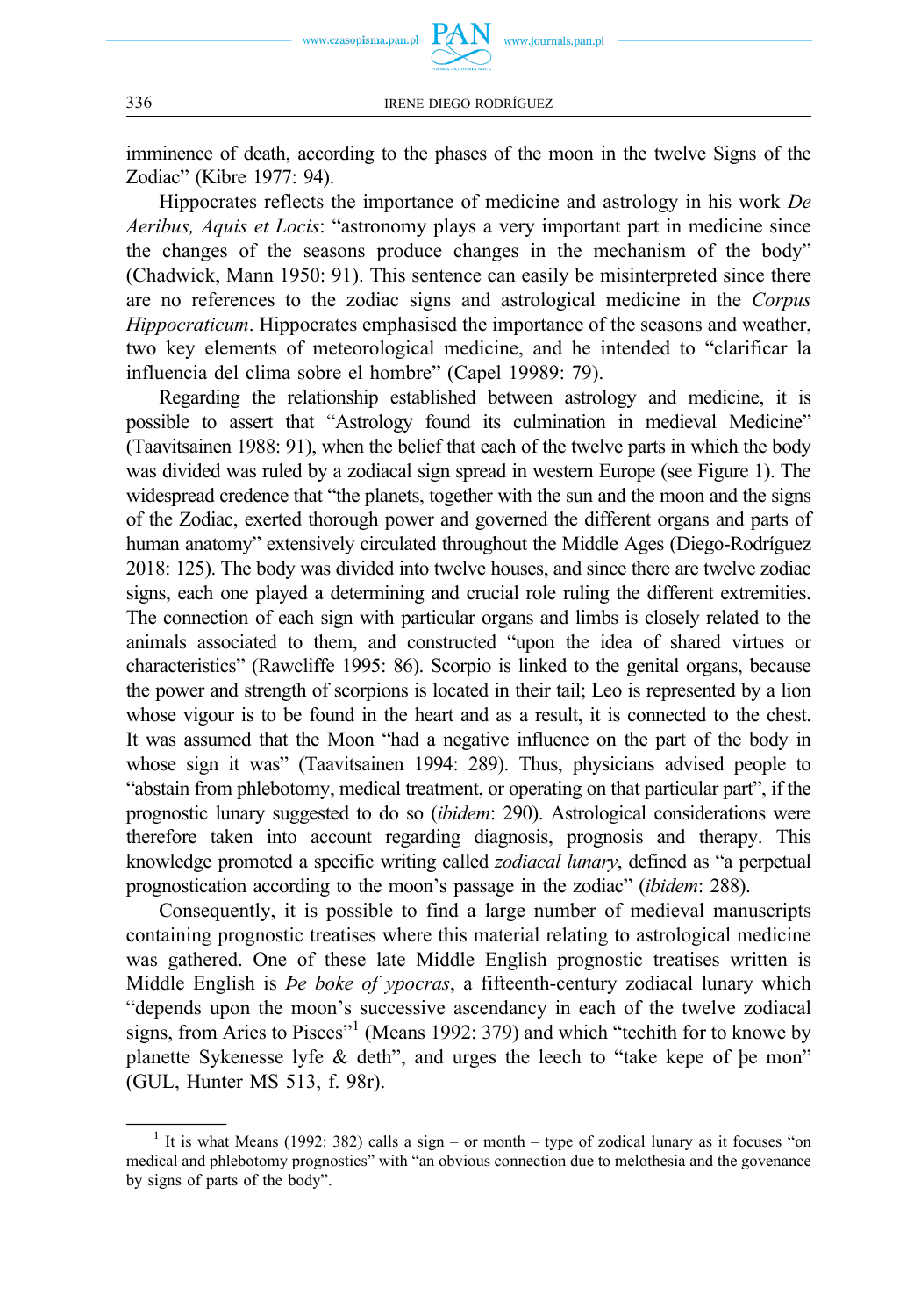imminence of death, according to the phases of the moon in the twelve Signs of the Zodiac" (Kibre 1977: 94).

Hippocrates reflects the importance of medicine and astrology in his work *De Aeribus, Aquis et Locis*: "astronomy plays a very important part in medicine since the changes of the seasons produce changes in the mechanism of the body" (Chadwick, Mann 1950: 91). This sentence can easily be misinterpreted since there are no references to the zodiac signs and astrological medicine in the *Corpus Hippocraticum*. Hippocrates emphasised the importance of the seasons and weather, two key elements of meteorological medicine, and he intended to "clarificar la influencia del clima sobre el hombre" (Capel 19989: 79).

Regarding the relationship established between astrology and medicine, it is possible to assert that "Astrology found its culmination in medieval Medicine" (Taavitsainen 1988: 91), when the belief that each of the twelve parts in which the body was divided was ruled by a zodiacal sign spread in western Europe (see Figure 1). The widespread credence that "the planets, together with the sun and the moon and the signs of the Zodiac, exerted thorough power and governed the different organs and parts of human anatomy" extensively circulated throughout the Middle Ages (Diego-Rodríguez 2018: 125). The body was divided into twelve houses, and since there are twelve zodiac signs, each one played a determining and crucial role ruling the different extremities. The connection of each sign with particular organs and limbs is closely related to the animals associated to them, and constructed "upon the idea of shared virtues or characteristics" (Rawcliffe 1995: 86). Scorpio is linked to the genital organs, because the power and strength of scorpions is located in their tail; Leo is represented by a lion whose vigour is to be found in the heart and as a result, it is connected to the chest. It was assumed that the Moon "had a negative influence on the part of the body in whose sign it was" (Taavitsainen 1994: 289). Thus, physicians advised people to "abstain from phlebotomy, medical treatment, or operating on that particular part", if the prognostic lunary suggested to do so (*ibidem*: 290). Astrological considerations were therefore taken into account regarding diagnosis, prognosis and therapy. This knowledge promoted a specific writing called *zodiacal lunary*, defined as "a perpetual prognostication according to the moon's passage in the zodiac" (*ibidem*: 288).

Consequently, it is possible to find a large number of medieval manuscripts containing prognostic treatises where this material relating to astrological medicine was gathered. One of these late Middle English prognostic treatises written is Middle English is *Þe boke of ypocras*, a fifteenth-century zodiacal lunary which "depends upon the moon's successive ascendancy in each of the twelve zodiacal signs, from Aries to Pisces"[1] (Means 1992: 379) and which "techith for to knowe by planette Sykenesse lyfe & deth", and urges the leech to "take kepe of þe mon" (GUL, Hunter MS 513, f. 98r).

---

[1] It is what Means (1992: 382) calls a sign – or month – type of zodical lunary as it focuses "on medical and phlebotomy prognostics" with "an obvious connection due to melothesia and the govenance by signs of parts of the body".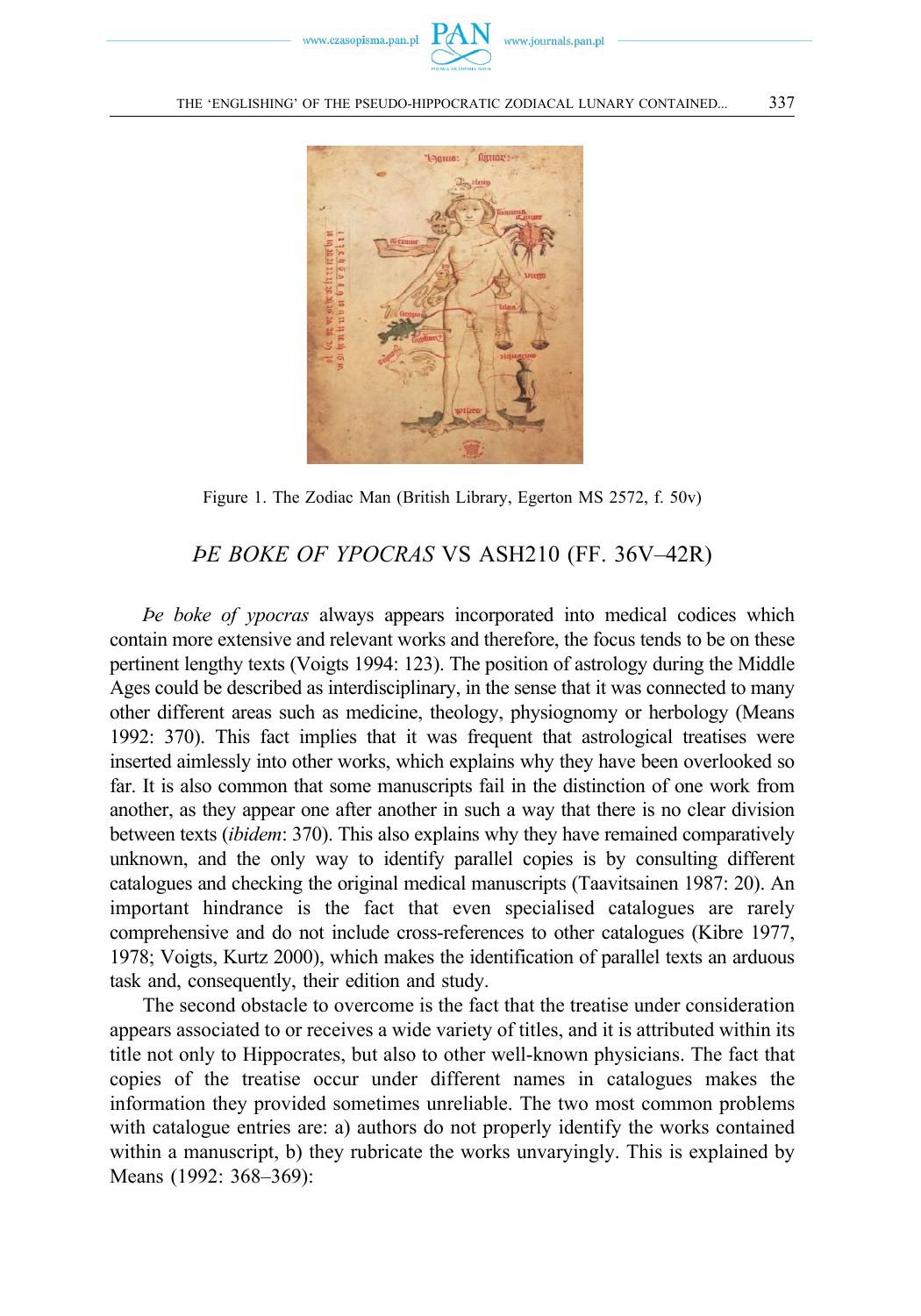Figure 1. The Zodiac Man (British Library, Egerton MS 2572, f. 50v)

## *ÞE BOKE OF YPOCRAS* VS ASH210 (FF. 36V–42R)

*Þe boke of ypocras* always appears incorporated into medical codices which contain more extensive and relevant works and therefore, the focus tends to be on these pertinent lengthy texts (Voigts 1994: 123). The position of astrology during the Middle Ages could be described as interdisciplinary, in the sense that it was connected to many other different areas such as medicine, theology, physiognomy or herbology (Means 1992: 370). This fact implies that it was frequent that astrological treatises were inserted aimlessly into other works, which explains why they have been overlooked so far. It is also common that some manuscripts fail in the distinction of one work from another, as they appear one after another in such a way that there is no clear division between texts (*ibidem*: 370). This also explains why they have remained comparatively unknown, and the only way to identify parallel copies is by consulting different catalogues and checking the original medical manuscripts (Taavitsainen 1987: 20). An important hindrance is the fact that even specialised catalogues are rarely comprehensive and do not include cross-references to other catalogues (Kibre 1977, 1978; Voigts, Kurtz 2000), which makes the identification of parallel texts an arduous task and, consequently, their edition and study.

The second obstacle to overcome is the fact that the treatise under consideration appears associated to or receives a wide variety of titles, and it is attributed within its title not only to Hippocrates, but also to other well-known physicians. The fact that copies of the treatise occur under different names in catalogues makes the information they provided sometimes unreliable. The two most common problems with catalogue entries are: a) authors do not properly identify the works contained within a manuscript, b) they rubricate the works unvaryingly. This is explained by Means (1992: 368–369):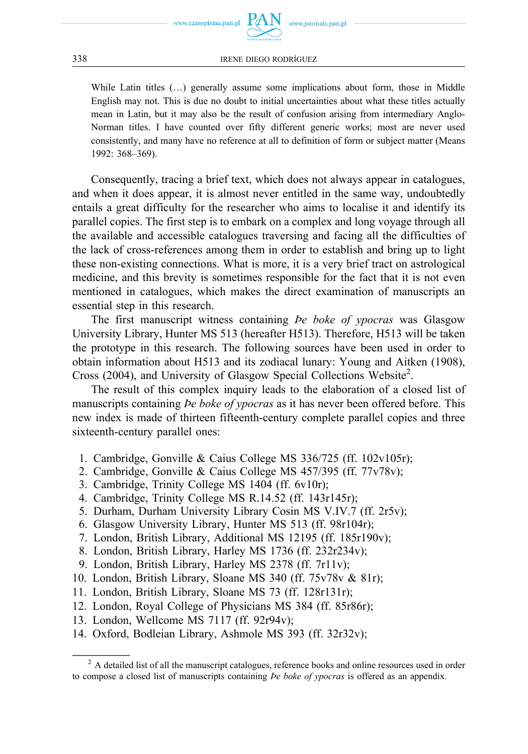> While Latin titles (…) generally assume some implications about form, those in Middle English may not. This is due no doubt to initial uncertainties about what these titles actually mean in Latin, but it may also be the result of confusion arising from intermediary Anglo-Norman titles. I have counted over fifty different generic works; most are never used consistently, and many have no reference at all to definition of form or subject matter (Means 1992: 368–369).

Consequently, tracing a brief text, which does not always appear in catalogues, and when it does appear, it is almost never entitled in the same way, undoubtedly entails a great difficulty for the researcher who aims to localise it and identify its parallel copies. The first step is to embark on a complex and long voyage through all the available and accessible catalogues traversing and facing all the difficulties of the lack of cross-references among them in order to establish and bring up to light these non-existing connections. What is more, it is a very brief tract on astrological medicine, and this brevity is sometimes responsible for the fact that it is not even mentioned in catalogues, which makes the direct examination of manuscripts an essential step in this research.

The first manuscript witness containing *Þe boke of ypocras* was Glasgow University Library, Hunter MS 513 (hereafter H513). Therefore, H513 will be taken the prototype in this research. The following sources have been used in order to obtain information about H513 and its zodiacal lunary: Young and Aitken (1908), Cross (2004), and University of Glasgow Special Collections Website[2].

The result of this complex inquiry leads to the elaboration of a closed list of manuscripts containing *Þe boke of ypocras* as it has never been offered before. This new index is made of thirteen fifteenth-century complete parallel copies and three sixteenth-century parallel ones:

1. Cambridge, Gonville & Caius College MS 336/725 (ff. 102v105r);
2. Cambridge, Gonville & Caius College MS 457/395 (ff. 77v78v);
3. Cambridge, Trinity College MS 1404 (ff. 6v10r);
4. Cambridge, Trinity College MS R.14.52 (ff. 143r145r);
5. Durham, Durham University Library Cosin MS V.IV.7 (ff. 2r5v);
6. Glasgow University Library, Hunter MS 513 (ff. 98r104r);
7. London, British Library, Additional MS 12195 (ff. 185r190v);
8. London, British Library, Harley MS 1736 (ff. 232r234v);
9. London, British Library, Harley MS 2378 (ff. 7r11v);
10. London, British Library, Sloane MS 340 (ff. 75v78v & 81r);
11. London, British Library, Sloane MS 73 (ff. 128r131r);
12. London, Royal College of Physicians MS 384 (ff. 85r86r);
13. London, Wellcome MS 7117 (ff. 92r94v);
14. Oxford, Bodleian Library, Ashmole MS 393 (ff. 32r32v);

[2] A detailed list of all the manuscript catalogues, reference books and online resources used in order to compose a closed list of manuscripts containing *Þe boke of ypocras* is offered as an appendix.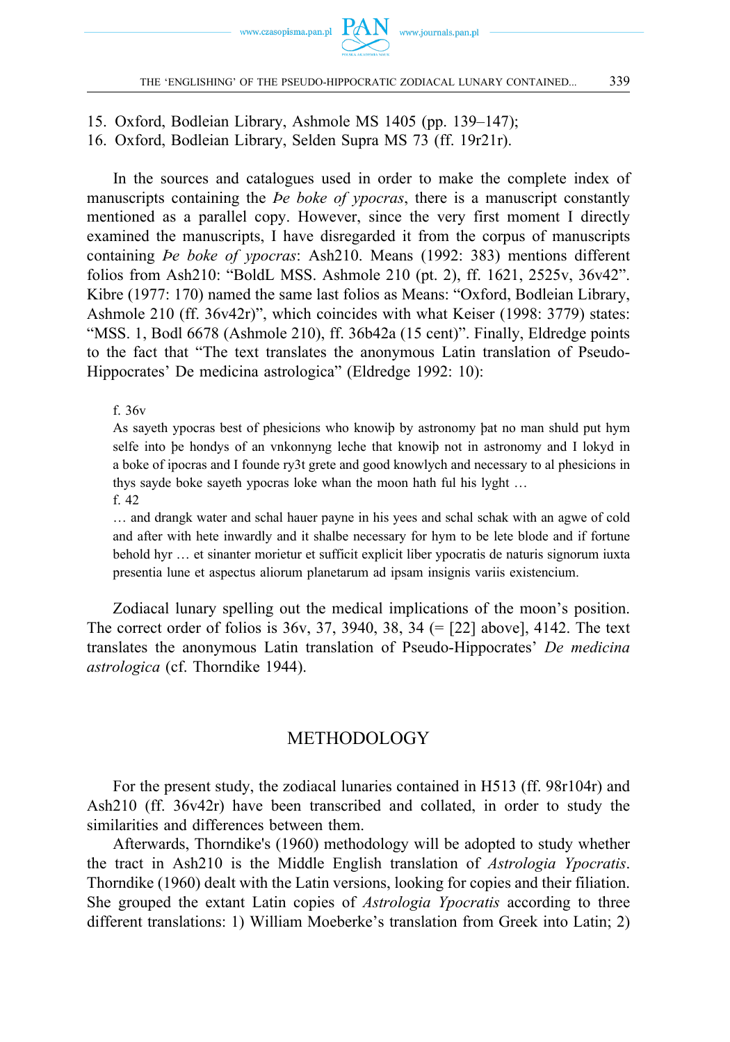15. Oxford, Bodleian Library, Ashmole MS 1405 (pp. 139–147);
16. Oxford, Bodleian Library, Selden Supra MS 73 (ff. 19r21r).

In the sources and catalogues used in order to make the complete index of manuscripts containing the *Þe boke of ypocras*, there is a manuscript constantly mentioned as a parallel copy. However, since the very first moment I directly examined the manuscripts, I have disregarded it from the corpus of manuscripts containing *Þe boke of ypocras*: Ash210. Means (1992: 383) mentions different folios from Ash210: "BoldL MSS. Ashmole 210 (pt. 2), ff. 1621, 2525v, 36v42". Kibre (1977: 170) named the same last folios as Means: "Oxford, Bodleian Library, Ashmole 210 (ff. 36v42r)", which coincides with what Keiser (1998: 3779) states: "MSS. 1, Bodl 6678 (Ashmole 210), ff. 36b42a (15 cent)". Finally, Eldredge points to the fact that "The text translates the anonymous Latin translation of Pseudo-Hippocrates' De medicina astrologica" (Eldredge 1992: 10):

> f. 36v
> As sayeth ypocras best of phesicions who knowiþ by astronomy þat no man shuld put hym selfe into þe hondys of an vnkonnyng leche that knowiþ not in astronomy and I lokyd in a boke of ipocras and I founde ry3t grete and good knowlych and necessary to al phesicions in thys sayde boke sayeth ypocras loke whan the moon hath ful his lyght …
> f. 42
> … and drangk water and schal hauer payne in his yees and schal schak with an agwe of cold and after with hete inwardly and it shalbe necessary for hym to be lete blode and if fortune behold hyr … et sinanter morietur et sufficit explicit liber ypocratis de naturis signorum iuxta presentia lune et aspectus aliorum planetarum ad ipsam insignis variis existencium.

Zodiacal lunary spelling out the medical implications of the moon's position. The correct order of folios is 36v, 37, 3940, 38, 34 (= [22] above], 4142. The text translates the anonymous Latin translation of Pseudo-Hippocrates' *De medicina astrologica* (cf. Thorndike 1944).

## METHODOLOGY

For the present study, the zodiacal lunaries contained in H513 (ff. 98r104r) and Ash210 (ff. 36v42r) have been transcribed and collated, in order to study the similarities and differences between them.

Afterwards, Thorndike's (1960) methodology will be adopted to study whether the tract in Ash210 is the Middle English translation of *Astrologia Ypocratis*. Thorndike (1960) dealt with the Latin versions, looking for copies and their filiation. She grouped the extant Latin copies of *Astrologia Ypocratis* according to three different translations: 1) William Moeberke's translation from Greek into Latin; 2)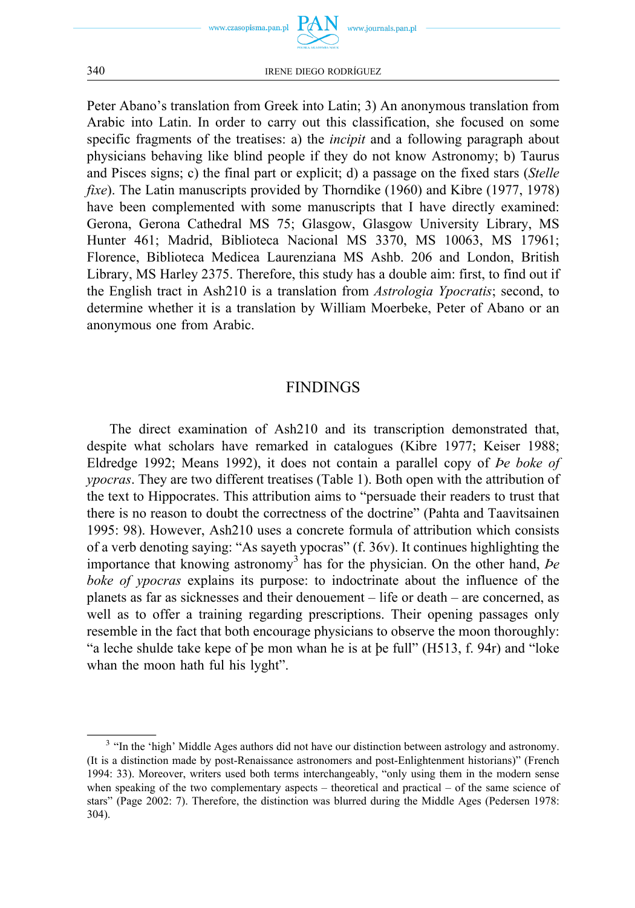Peter Abano's translation from Greek into Latin; 3) An anonymous translation from Arabic into Latin. In order to carry out this classification, she focused on some specific fragments of the treatises: a) the *incipit* and a following paragraph about physicians behaving like blind people if they do not know Astronomy; b) Taurus and Pisces signs; c) the final part or explicit; d) a passage on the fixed stars (*Stelle fixe*). The Latin manuscripts provided by Thorndike (1960) and Kibre (1977, 1978) have been complemented with some manuscripts that I have directly examined: Gerona, Gerona Cathedral MS 75; Glasgow, Glasgow University Library, MS Hunter 461; Madrid, Biblioteca Nacional MS 3370, MS 10063, MS 17961; Florence, Biblioteca Medicea Laurenziana MS Ashb. 206 and London, British Library, MS Harley 2375. Therefore, this study has a double aim: first, to find out if the English tract in Ash210 is a translation from *Astrologia Ypocratis*; second, to determine whether it is a translation by William Moerbeke, Peter of Abano or an anonymous one from Arabic.

## FINDINGS

The direct examination of Ash210 and its transcription demonstrated that, despite what scholars have remarked in catalogues (Kibre 1977; Keiser 1988; Eldredge 1992; Means 1992), it does not contain a parallel copy of *Þe boke of ypocras*. They are two different treatises (Table 1). Both open with the attribution of the text to Hippocrates. This attribution aims to "persuade their readers to trust that there is no reason to doubt the correctness of the doctrine" (Pahta and Taavitsainen 1995: 98). However, Ash210 uses a concrete formula of attribution which consists of a verb denoting saying: "As sayeth ypocras" (f. 36v). It continues highlighting the importance that knowing astronomy[3] has for the physician. On the other hand, *Þe boke of ypocras* explains its purpose: to indoctrinate about the influence of the planets as far as sicknesses and their denouement – life or death – are concerned, as well as to offer a training regarding prescriptions. Their opening passages only resemble in the fact that both encourage physicians to observe the moon thoroughly: "a leche shulde take kepe of þe mon whan he is at þe full" (H513, f. 94r) and "loke whan the moon hath ful his lyght".

---

[3] "In the 'high' Middle Ages authors did not have our distinction between astrology and astronomy. (It is a distinction made by post-Renaissance astronomers and post-Enlightenment historians)" (French 1994: 33). Moreover, writers used both terms interchangeably, "only using them in the modern sense when speaking of the two complementary aspects – theoretical and practical – of the same science of stars" (Page 2002: 7). Therefore, the distinction was blurred during the Middle Ages (Pedersen 1978: 304).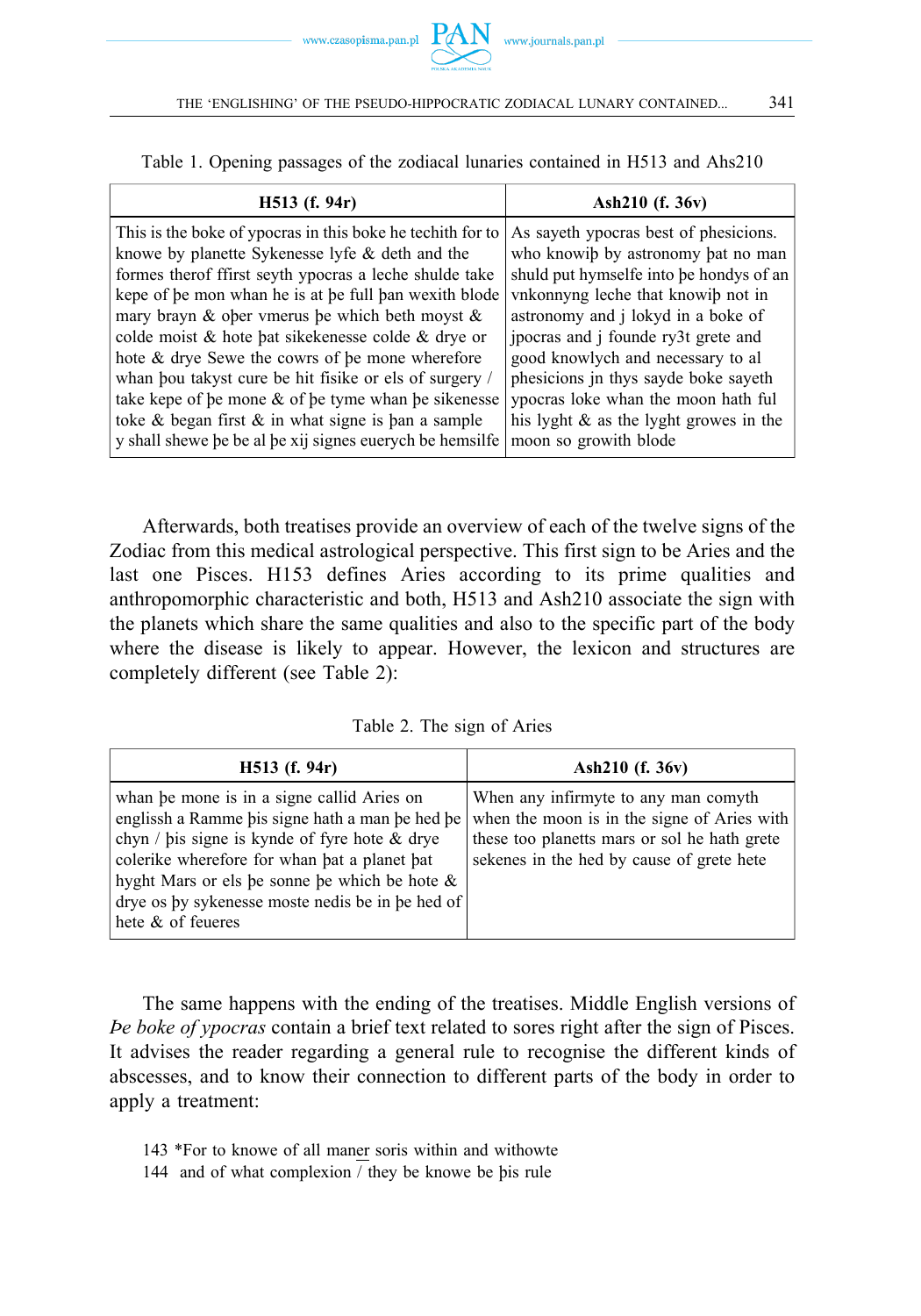Table 1. Opening passages of the zodiacal lunaries contained in H513 and Ahs210

| H513 (f. 94r) | Ash210 (f. 36v) |
|---|---|
| This is the boke of ypocras in this boke he techith for to knowe by planette Sykenesse lyfe & deth and the formes therof ffirst seyth ypocras a leche shulde take kepe of þe mon whan he is at þe full þan wexith blode mary brayn & oþer vmerus þe which beth moyst & colde moist & hote þat sikekenesse colde & drye or hote & drye Sewe the cowrs of þe mone wherefore whan þou takyst cure be hit fisike or els of surgery / take kepe of þe mone & of þe tyme whan þe sikenesse toke & began first & in what signe is þan a sample y shall shewe þe be al þe xij signes euerych be hemsilfe | As sayeth ypocras best of phesicions. who knowiþ by astronomy þat no man shuld put hymselfe into þe hondys of an vnkonnyng leche that knowiþ not in astronomy and j lokyd in a boke of jpocras and j founde ry3t grete and good knowlych and necessary to al phesicions jn thys sayde boke sayeth ypocras loke whan the moon hath ful his lyght & as the lyght growes in the moon so growith blode |

Afterwards, both treatises provide an overview of each of the twelve signs of the Zodiac from this medical astrological perspective. This first sign to be Aries and the last one Pisces. H153 defines Aries according to its prime qualities and anthropomorphic characteristic and both, H513 and Ash210 associate the sign with the planets which share the same qualities and also to the specific part of the body where the disease is likely to appear. However, the lexicon and structures are completely different (see Table 2):

Table 2. The sign of Aries

| H513 (f. 94r) | Ash210 (f. 36v) |
|---|---|
| whan þe mone is in a signe callid Aries on englissh a Ramme þis signe hath a man þe hed þe chyn / þis signe is kynde of fyre hote & drye colerike wherefore for whan þat a planet þat hyght Mars or els þe sonne þe which be hote & drye os þy sykenesse moste nedis be in þe hed of hete & of feueres | When any infirmyte to any man comyth when the moon is in the signe of Aries with these too planetts mars or sol he hath grete sekenes in the hed by cause of grete hete |

The same happens with the ending of the treatises. Middle English versions of *Þe boke of ypocras* contain a brief text related to sores right after the sign of Pisces. It advises the reader regarding a general rule to recognise the different kinds of abscesses, and to know their connection to different parts of the body in order to apply a treatment:

143 *For to knowe of all maner soris within and withowte
144 and of what complexion / they be knowe be þis rule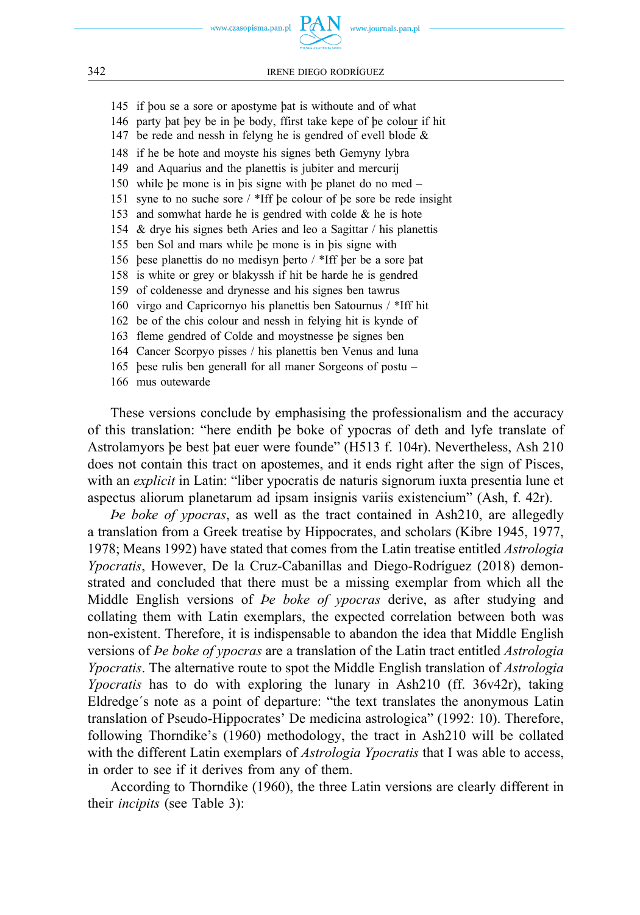145 if þou se a sore or apostyme þat is withoute and of what
146 party þat þey be in þe body, ffirst take kepe of þe colour if hit
147 be rede and nessh in felyng he is gendred of evell blode &
148 if he be hote and moyste his signes beth Gemyny lybra
149 and Aquarius and the planettis is jubiter and mercurij
150 while þe mone is in þis signe with þe planet do no med –
151 syne to no suche sore / *Iff þe colour of þe sore be rede insight
153 and somwhat harde he is gendred with colde & he is hote
154 & drye his signes beth Aries and leo a Sagittar / his planettis
155 ben Sol and mars while þe mone is in þis signe with
156 þese planettis do no medisyn þerto / *Iff þer be a sore þat
158 is white or grey or blakyssh if hit be harde he is gendred
159 of coldenesse and drynesse and his signes ben tawrus
160 virgo and Capricornyo his planettis ben Satournus / *Iff hit
162 be of the chis colour and nessh in felying hit is kynde of
163 fleme gendred of Colde and moystnesse þe signes ben
164 Cancer Scorpyo pisses / his planettis ben Venus and luna
165 þese rulis ben generall for all maner Sorgeons of postu –
166 mus outewarde

These versions conclude by emphasising the professionalism and the accuracy of this translation: "here endith þe boke of ypocras of deth and lyfe translate of Astrolamyors þe best þat euer were founde" (H513 f. 104r). Nevertheless, Ash 210 does not contain this tract on apostemes, and it ends right after the sign of Pisces, with an *explicit* in Latin: "liber ypocratis de naturis signorum iuxta presentia lune et aspectus aliorum planetarum ad ipsam insignis variis existencium" (Ash, f. 42r).

*Þe boke of ypocras*, as well as the tract contained in Ash210, are allegedly a translation from a Greek treatise by Hippocrates, and scholars (Kibre 1945, 1977, 1978; Means 1992) have stated that comes from the Latin treatise entitled *Astrologia Ypocratis*, However, De la Cruz-Cabanillas and Diego-Rodríguez (2018) demonstrated and concluded that there must be a missing exemplar from which all the Middle English versions of *Þe boke of ypocras* derive, as after studying and collating them with Latin exemplars, the expected correlation between both was non-existent. Therefore, it is indispensable to abandon the idea that Middle English versions of *Þe boke of ypocras* are a translation of the Latin tract entitled *Astrologia Ypocratis*. The alternative route to spot the Middle English translation of *Astrologia Ypocratis* has to do with exploring the lunary in Ash210 (ff. 36v42r), taking Eldredge´s note as a point of departure: "the text translates the anonymous Latin translation of Pseudo-Hippocrates' De medicina astrologica" (1992: 10). Therefore, following Thorndike's (1960) methodology, the tract in Ash210 will be collated with the different Latin exemplars of *Astrologia Ypocratis* that I was able to access, in order to see if it derives from any of them.

According to Thorndike (1960), the three Latin versions are clearly different in their *incipits* (see Table 3):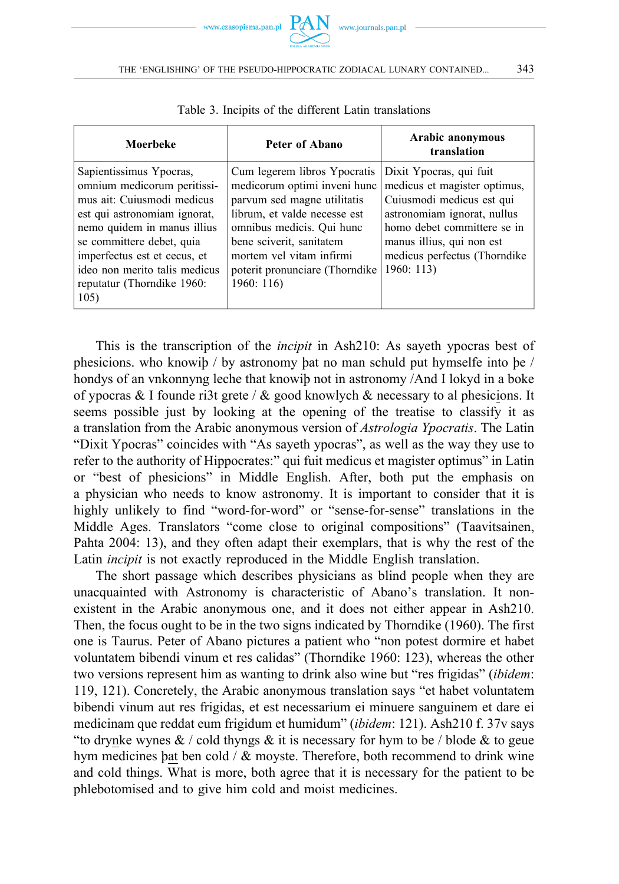Table 3. Incipits of the different Latin translations

| Moerbeke | Peter of Abano | Arabic anonymous translation |
|---|---|---|
| Sapientissimus Ypocras, omnium medicorum peritissimus ait: Cuiusmodi medicus est qui astronomiam ignorat, nemo quidem in manus illius se committere debet, quia imperfectus est et cecus, et ideo non merito talis medicus reputatur (Thorndike 1960: 105) | Cum legerem libros Ypocratis medicorum optimi inveni hunc parvum sed magne utilitatis librum, et valde necesse est omnibus medicis. Qui hunc bene sciverit, sanitatem mortem vel vitam infirmi poterit pronunciare (Thorndike 1960: 116) | Dixit Ypocras, qui fuit medicus et magister optimus, Cuiusmodi medicus est qui astronomiam ignorat, nullus homo debet committere se in manus illius, qui non est medicus perfectus (Thorndike 1960: 113) |

This is the transcription of the *incipit* in Ash210: As sayeth ypocras best of phesicions. who knowiþ / by astronomy þat no man schuld put hymselfe into þe / hondys of an vnkonnyng leche that knowiþ not in astronomy /And I lokyd in a boke of ypocras & I founde ri3t grete / & good knowlych & necessary to al phesicions. It seems possible just by looking at the opening of the treatise to classify it as a translation from the Arabic anonymous version of *Astrologia Ypocratis*. The Latin "Dixit Ypocras" coincides with "As sayeth ypocras", as well as the way they use to refer to the authority of Hippocrates:" qui fuit medicus et magister optimus" in Latin or "best of phesicions" in Middle English. After, both put the emphasis on a physician who needs to know astronomy. It is important to consider that it is highly unlikely to find "word-for-word" or "sense-for-sense" translations in the Middle Ages. Translators "come close to original compositions" (Taavitsainen, Pahta 2004: 13), and they often adapt their exemplars, that is why the rest of the Latin *incipit* is not exactly reproduced in the Middle English translation.

The short passage which describes physicians as blind people when they are unacquainted with Astronomy is characteristic of Abano's translation. It non-existent in the Arabic anonymous one, and it does not either appear in Ash210. Then, the focus ought to be in the two signs indicated by Thorndike (1960). The first one is Taurus. Peter of Abano pictures a patient who "non potest dormire et habet voluntatem bibendi vinum et res calidas" (Thorndike 1960: 123), whereas the other two versions represent him as wanting to drink also wine but "res frigidas" (*ibidem*: 119, 121). Concretely, the Arabic anonymous translation says "et habet voluntatem bibendi vinum aut res frigidas, et est necessarium ei minuere sanguinem et dare ei medicinam que reddat eum frigidum et humidum" (*ibidem*: 121). Ash210 f. 37v says "to drynke wynes & / cold thyngs & it is necessary for hym to be / blode & to geue hym medicines þat ben cold / & moyste. Therefore, both recommend to drink wine and cold things. What is more, both agree that it is necessary for the patient to be phlebotomised and to give him cold and moist medicines.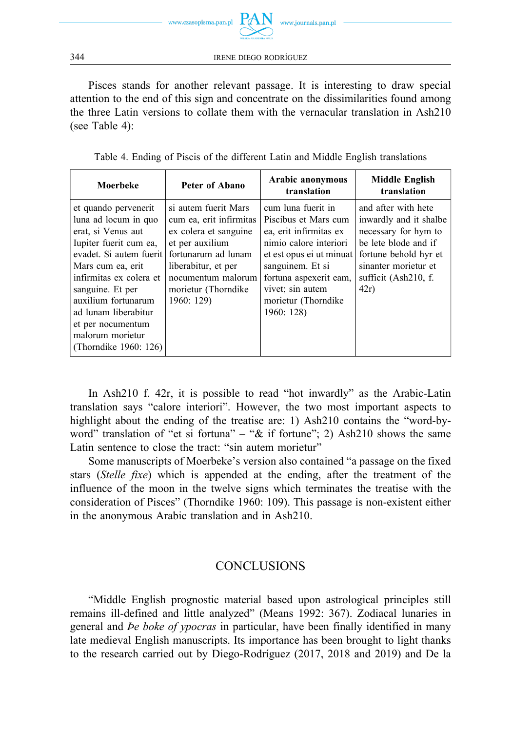Pisces stands for another relevant passage. It is interesting to draw special attention to the end of this sign and concentrate on the dissimilarities found among the three Latin versions to collate them with the vernacular translation in Ash210 (see Table 4):

Table 4. Ending of Piscis of the different Latin and Middle English translations

| Moerbeke | Peter of Abano | Arabic anonymous translation | Middle English translation |
|---|---|---|---|
| et quando pervenerit luna ad locum in quo erat, si Venus aut Iupiter fuerit cum ea, evadet. Si autem fuerit Mars cum ea, erit infirmitas ex colera et sanguine. Et per auxilium fortunarum ad lunam liberabitur et per nocumentum malorum morietur (Thorndike 1960: 126) | si autem fuerit Mars cum ea, erit infirmitas ex colera et sanguine et per auxilium fortunarum ad lunam liberabitur, et per nocumentum malorum morietur (Thorndike 1960: 129) | cum luna fuerit in Piscibus et Mars cum ea, erit infirmitas ex nimio calore interiori et est opus ei ut minuat sanguinem. Et si fortuna aspexerit eam, vivet; sin autem morietur (Thorndike 1960: 128) | and after with hete inwardly and it shalbe necessary for hym to be lete blode and if fortune behold hyr et sinanter morietur et sufficit (Ash210, f. 42r) |

In Ash210 f. 42r, it is possible to read "hot inwardly" as the Arabic-Latin translation says "calore interiori". However, the two most important aspects to highlight about the ending of the treatise are: 1) Ash210 contains the "word-by-word" translation of "et si fortuna" – "& if fortune"; 2) Ash210 shows the same Latin sentence to close the tract: "sin autem morietur"

Some manuscripts of Moerbeke's version also contained "a passage on the fixed stars (*Stelle fixe*) which is appended at the ending, after the treatment of the influence of the moon in the twelve signs which terminates the treatise with the consideration of Pisces" (Thorndike 1960: 109). This passage is non-existent either in the anonymous Arabic translation and in Ash210.

## CONCLUSIONS

"Middle English prognostic material based upon astrological principles still remains ill-defined and little analyzed" (Means 1992: 367). Zodiacal lunaries in general and *Þe boke of ypocras* in particular, have been finally identified in many late medieval English manuscripts. Its importance has been brought to light thanks to the research carried out by Diego-Rodríguez (2017, 2018 and 2019) and De la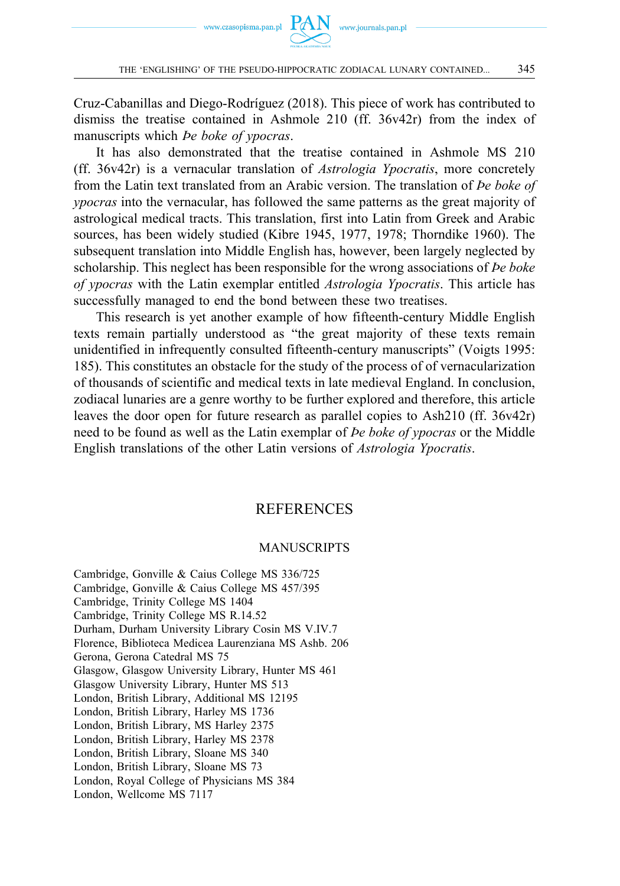Cruz-Cabanillas and Diego-Rodríguez (2018). This piece of work has contributed to dismiss the treatise contained in Ashmole 210 (ff. 36v42r) from the index of manuscripts which *Þe boke of ypocras*.

It has also demonstrated that the treatise contained in Ashmole MS 210 (ff. 36v42r) is a vernacular translation of *Astrologia Ypocratis*, more concretely from the Latin text translated from an Arabic version. The translation of *Þe boke of ypocras* into the vernacular, has followed the same patterns as the great majority of astrological medical tracts. This translation, first into Latin from Greek and Arabic sources, has been widely studied (Kibre 1945, 1977, 1978; Thorndike 1960). The subsequent translation into Middle English has, however, been largely neglected by scholarship. This neglect has been responsible for the wrong associations of *Þe boke of ypocras* with the Latin exemplar entitled *Astrologia Ypocratis*. This article has successfully managed to end the bond between these two treatises.

This research is yet another example of how fifteenth-century Middle English texts remain partially understood as "the great majority of these texts remain unidentified in infrequently consulted fifteenth-century manuscripts" (Voigts 1995: 185). This constitutes an obstacle for the study of the process of of vernacularization of thousands of scientific and medical texts in late medieval England. In conclusion, zodiacal lunaries are a genre worthy to be further explored and therefore, this article leaves the door open for future research as parallel copies to Ash210 (ff. 36v42r) need to be found as well as the Latin exemplar of *Þe boke of ypocras* or the Middle English translations of the other Latin versions of *Astrologia Ypocratis*.

# REFERENCES

## MANUSCRIPTS

Cambridge, Gonville & Caius College MS 336/725
Cambridge, Gonville & Caius College MS 457/395
Cambridge, Trinity College MS 1404
Cambridge, Trinity College MS R.14.52
Durham, Durham University Library Cosin MS V.IV.7
Florence, Biblioteca Medicea Laurenziana MS Ashb. 206
Gerona, Gerona Catedral MS 75
Glasgow, Glasgow University Library, Hunter MS 461
Glasgow University Library, Hunter MS 513
London, British Library, Additional MS 12195
London, British Library, Harley MS 1736
London, British Library, MS Harley 2375
London, British Library, Harley MS 2378
London, British Library, Sloane MS 340
London, British Library, Sloane MS 73
London, Royal College of Physicians MS 384
London, Wellcome MS 7117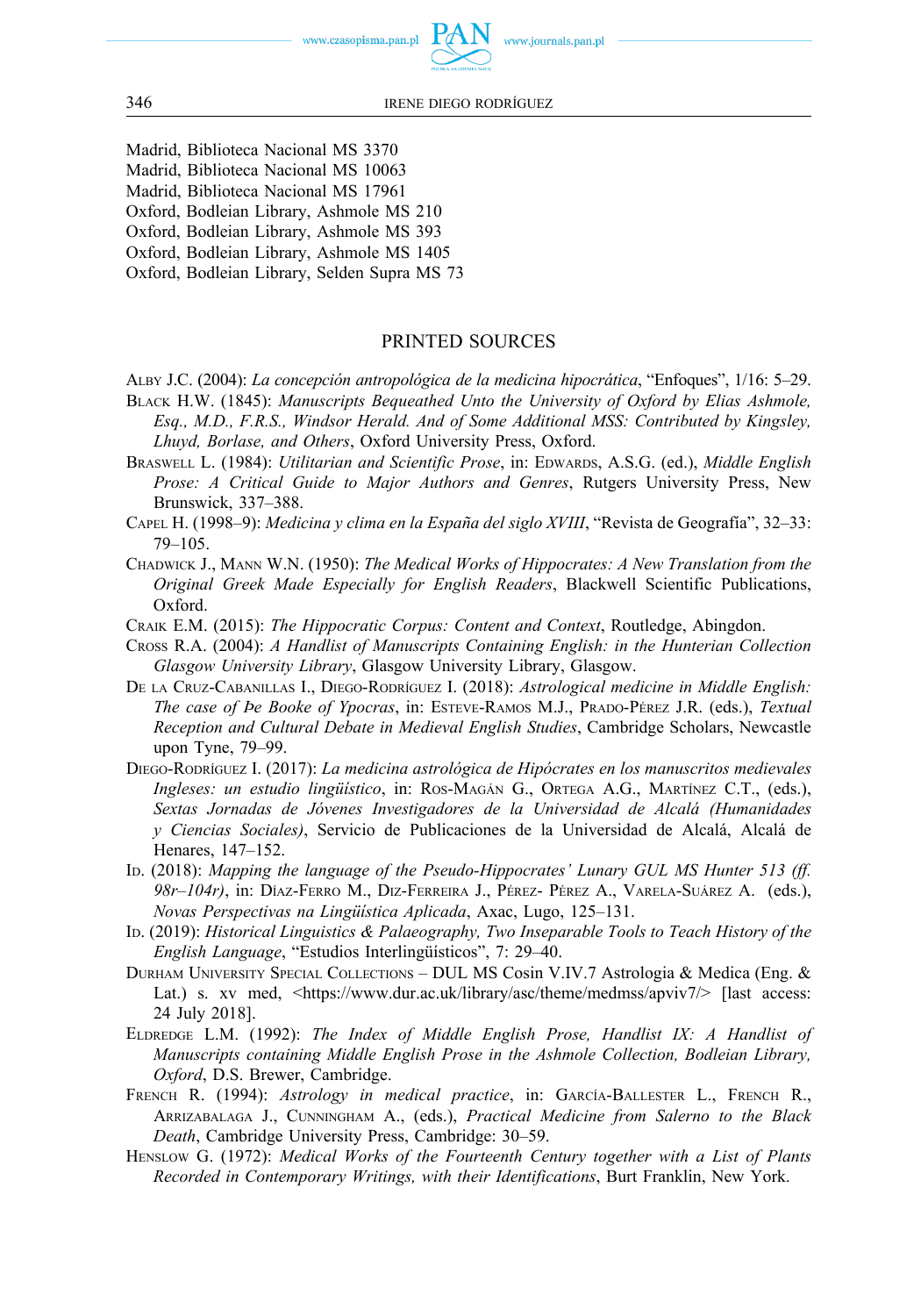Madrid, Biblioteca Nacional MS 3370
Madrid, Biblioteca Nacional MS 10063
Madrid, Biblioteca Nacional MS 17961
Oxford, Bodleian Library, Ashmole MS 210
Oxford, Bodleian Library, Ashmole MS 393
Oxford, Bodleian Library, Ashmole MS 1405
Oxford, Bodleian Library, Selden Supra MS 73

## PRINTED SOURCES

Alby J.C. (2004): *La concepción antropológica de la medicina hipocrática*, "Enfoques", 1/16: 5–29.

Black H.W. (1845): *Manuscripts Bequeathed Unto the University of Oxford by Elias Ashmole, Esq., M.D., F.R.S., Windsor Herald. And of Some Additional MSS: Contributed by Kingsley, Lhuyd, Borlase, and Others*, Oxford University Press, Oxford.

Braswell L. (1984): *Utilitarian and Scientific Prose*, in: Edwards, A.S.G. (ed.), *Middle English Prose: A Critical Guide to Major Authors and Genres*, Rutgers University Press, New Brunswick, 337–388.

Capel H. (1998–9): *Medicina y clima en la España del siglo XVIII*, "Revista de Geografía", 32–33: 79–105.

Chadwick J., Mann W.N. (1950): *The Medical Works of Hippocrates: A New Translation from the Original Greek Made Especially for English Readers*, Blackwell Scientific Publications, Oxford.

Craik E.M. (2015): *The Hippocratic Corpus: Content and Context*, Routledge, Abingdon.

Cross R.A. (2004): *A Handlist of Manuscripts Containing English: in the Hunterian Collection Glasgow University Library*, Glasgow University Library, Glasgow.

De la Cruz-Cabanillas I., Diego-Rodríguez I. (2018): *Astrological medicine in Middle English: The case of Þe Booke of Ypocras*, in: Esteve-Ramos M.J., Prado-Pérez J.R. (eds.), *Textual Reception and Cultural Debate in Medieval English Studies*, Cambridge Scholars, Newcastle upon Tyne, 79–99.

Diego-Rodríguez I. (2017): *La medicina astrológica de Hipócrates en los manuscritos medievales Ingleses: un estudio lingüístico*, in: Ros-Magán G., Ortega A.G., Martínez C.T., (eds.), *Sextas Jornadas de Jóvenes Investigadores de la Universidad de Alcalá (Humanidades y Ciencias Sociales)*, Servicio de Publicaciones de la Universidad de Alcalá, Alcalá de Henares, 147–152.

Id. (2018): *Mapping the language of the Pseudo-Hippocrates' Lunary GUL MS Hunter 513 (ff. 98r–104r)*, in: Díaz-Ferro M., Diz-Ferreira J., Pérez- Pérez A., Varela-Suárez A. (eds.), *Novas Perspectivas na Lingüística Aplicada*, Axac, Lugo, 125–131.

Id. (2019): *Historical Linguistics & Palaeography, Two Inseparable Tools to Teach History of the English Language*, "Estudios Interlingüísticos", 7: 29–40.

Durham University Special Collections – DUL MS Cosin V.IV.7 Astrologia & Medica (Eng. & Lat.) s. xv med, <https://www.dur.ac.uk/library/asc/theme/medmss/apviv7/> [last access: 24 July 2018].

Eldredge L.M. (1992): *The Index of Middle English Prose, Handlist IX: A Handlist of Manuscripts containing Middle English Prose in the Ashmole Collection, Bodleian Library, Oxford*, D.S. Brewer, Cambridge.

French R. (1994): *Astrology in medical practice*, in: García-Ballester L., French R., Arrizabalaga J., Cunningham A., (eds.), *Practical Medicine from Salerno to the Black Death*, Cambridge University Press, Cambridge: 30–59.

Henslow G. (1972): *Medical Works of the Fourteenth Century together with a List of Plants Recorded in Contemporary Writings, with their Identifications*, Burt Franklin, New York.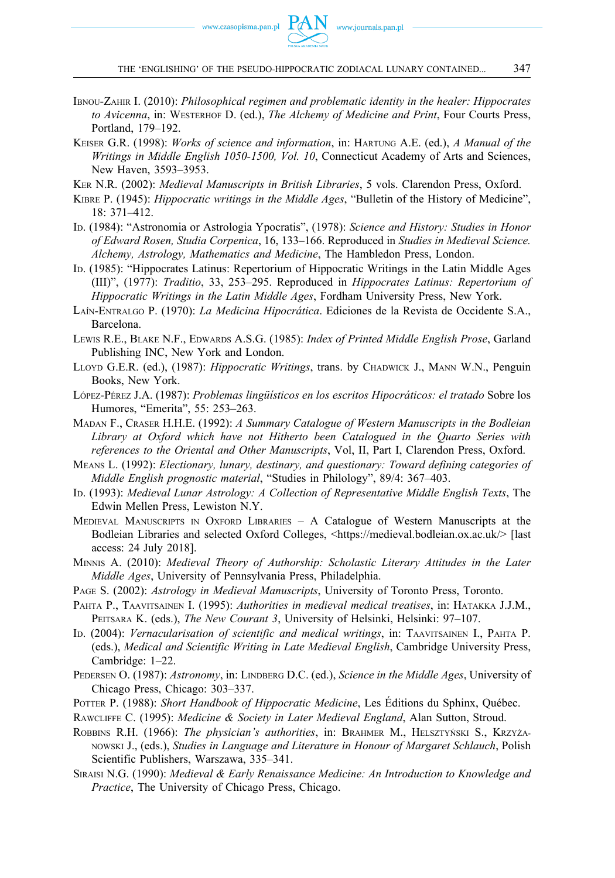Ibnou-Zahir I. (2010): *Philosophical regimen and problematic identity in the healer: Hippocrates to Avicenna*, in: Westerhof D. (ed.), *The Alchemy of Medicine and Print*, Four Courts Press, Portland, 179–192.

Keiser G.R. (1998): *Works of science and information*, in: Hartung A.E. (ed.), *A Manual of the Writings in Middle English 1050-1500, Vol. 10*, Connecticut Academy of Arts and Sciences, New Haven, 3593–3953.

Ker N.R. (2002): *Medieval Manuscripts in British Libraries*, 5 vols. Clarendon Press, Oxford.

Kibre P. (1945): *Hippocratic writings in the Middle Ages*, "Bulletin of the History of Medicine", 18: 371–412.

Id. (1984): "Astronomia or Astrologia Ypocratis", (1978): *Science and History: Studies in Honor of Edward Rosen, Studia Corpenica*, 16, 133–166. Reproduced in *Studies in Medieval Science. Alchemy, Astrology, Mathematics and Medicine*, The Hambledon Press, London.

Id. (1985): "Hippocrates Latinus: Repertorium of Hippocratic Writings in the Latin Middle Ages (III)", (1977): *Traditio*, 33, 253–295. Reproduced in *Hippocrates Latinus: Repertorium of Hippocratic Writings in the Latin Middle Ages*, Fordham University Press, New York.

Laín-Entralgo P. (1970): *La Medicina Hipocrática*. Ediciones de la Revista de Occidente S.A., Barcelona.

Lewis R.E., Blake N.F., Edwards A.S.G. (1985): *Index of Printed Middle English Prose*, Garland Publishing INC, New York and London.

Lloyd G.E.R. (ed.), (1987): *Hippocratic Writings*, trans. by Chadwick J., Mann W.N., Penguin Books, New York.

López-Pérez J.A. (1987): *Problemas lingüísticos en los escritos Hipocráticos: el tratado* Sobre los Humores, "Emerita", 55: 253–263.

Madan F., Craser H.H.E. (1992): *A Summary Catalogue of Western Manuscripts in the Bodleian Library at Oxford which have not Hitherto been Catalogued in the Quarto Series with references to the Oriental and Other Manuscripts*, Vol, II, Part I, Clarendon Press, Oxford.

Means L. (1992): *Electionary, lunary, destinary, and questionary: Toward defining categories of Middle English prognostic material*, "Studies in Philology", 89/4: 367–403.

Id. (1993): *Medieval Lunar Astrology: A Collection of Representative Middle English Texts*, The Edwin Mellen Press, Lewiston N.Y.

Medieval Manuscripts in Oxford Libraries – A Catalogue of Western Manuscripts at the Bodleian Libraries and selected Oxford Colleges, <https://medieval.bodleian.ox.ac.uk/> [last access: 24 July 2018].

Minnis A. (2010): *Medieval Theory of Authorship: Scholastic Literary Attitudes in the Later Middle Ages*, University of Pennsylvania Press, Philadelphia.

Page S. (2002): *Astrology in Medieval Manuscripts*, University of Toronto Press, Toronto.

Pahta P., Taavitsainen I. (1995): *Authorities in medieval medical treatises*, in: Hatakka J.J.M., Peitsara K. (eds.), *The New Courant 3*, University of Helsinki, Helsinki: 97–107.

Id. (2004): *Vernacularisation of scientific and medical writings*, in: Taavitsainen I., Pahta P. (eds.), *Medical and Scientific Writing in Late Medieval English*, Cambridge University Press, Cambridge: 1–22.

Pedersen O. (1987): *Astronomy*, in: Lindberg D.C. (ed.), *Science in the Middle Ages*, University of Chicago Press, Chicago: 303–337.

Potter P. (1988): *Short Handbook of Hippocratic Medicine*, Les Éditions du Sphinx, Québec.

Rawcliffe C. (1995): *Medicine & Society in Later Medieval England*, Alan Sutton, Stroud.

Robbins R.H. (1966): *The physician's authorities*, in: Brahmer M., Helsztyński S., Krzyżanowski J., (eds.), *Studies in Language and Literature in Honour of Margaret Schlauch*, Polish Scientific Publishers, Warszawa, 335–341.

Siraisi N.G. (1990): *Medieval & Early Renaissance Medicine: An Introduction to Knowledge and Practice*, The University of Chicago Press, Chicago.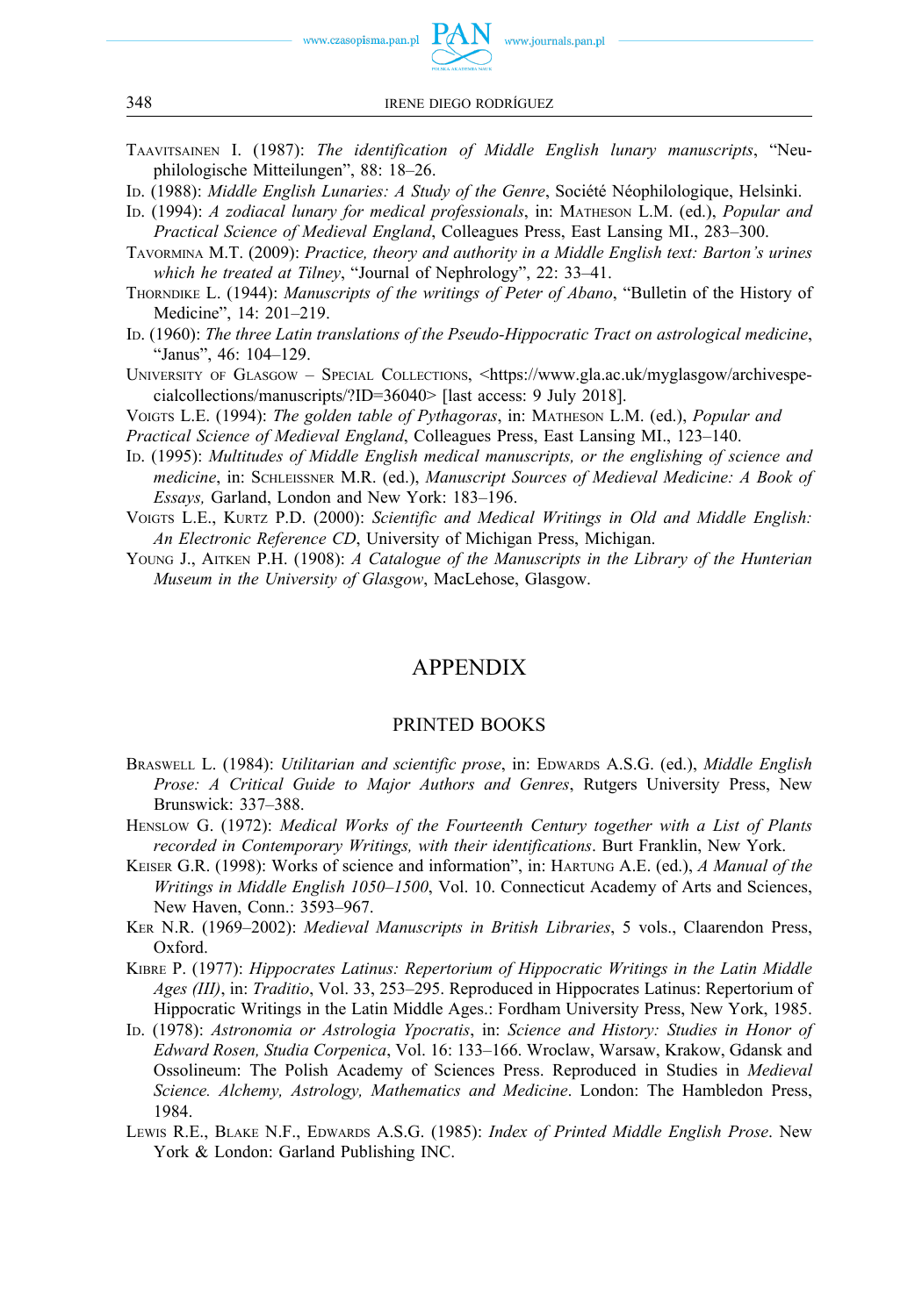TAAVITSAINEN I. (1987): *The identification of Middle English lunary manuscripts*, "Neuphilologische Mitteilungen", 88: 18–26.

ID. (1988): *Middle English Lunaries: A Study of the Genre*, Société Néophilologique, Helsinki.

ID. (1994): *A zodiacal lunary for medical professionals*, in: MATHESON L.M. (ed.), *Popular and Practical Science of Medieval England*, Colleagues Press, East Lansing MI., 283–300.

TAVORMINA M.T. (2009): *Practice, theory and authority in a Middle English text: Barton's urines which he treated at Tilney*, "Journal of Nephrology", 22: 33–41.

THORNDIKE L. (1944): *Manuscripts of the writings of Peter of Abano*, "Bulletin of the History of Medicine", 14: 201–219.

ID. (1960): *The three Latin translations of the Pseudo-Hippocratic Tract on astrological medicine*, "Janus", 46: 104–129.

UNIVERSITY OF GLASGOW – SPECIAL COLLECTIONS, <https://www.gla.ac.uk/myglasgow/archivespecialcollections/manuscripts/?ID=36040> [last access: 9 July 2018].

VOIGTS L.E. (1994): *The golden table of Pythagoras*, in: MATHESON L.M. (ed.), *Popular and Practical Science of Medieval England*, Colleagues Press, East Lansing MI., 123–140.

ID. (1995): *Multitudes of Middle English medical manuscripts, or the englishing of science and medicine*, in: SCHLEISSNER M.R. (ed.), *Manuscript Sources of Medieval Medicine: A Book of Essays,* Garland, London and New York: 183–196.

VOIGTS L.E., KURTZ P.D. (2000): *Scientific and Medical Writings in Old and Middle English: An Electronic Reference CD*, University of Michigan Press, Michigan.

YOUNG J., AITKEN P.H. (1908): *A Catalogue of the Manuscripts in the Library of the Hunterian Museum in the University of Glasgow*, MacLehose, Glasgow.

# APPENDIX

## PRINTED BOOKS

BRASWELL L. (1984): *Utilitarian and scientific prose*, in: EDWARDS A.S.G. (ed.), *Middle English Prose: A Critical Guide to Major Authors and Genres*, Rutgers University Press, New Brunswick: 337–388.

HENSLOW G. (1972): *Medical Works of the Fourteenth Century together with a List of Plants recorded in Contemporary Writings, with their identifications*. Burt Franklin, New York.

KEISER G.R. (1998): Works of science and information", in: HARTUNG A.E. (ed.), *A Manual of the Writings in Middle English 1050–1500*, Vol. 10. Connecticut Academy of Arts and Sciences, New Haven, Conn.: 3593–967.

KER N.R. (1969–2002): *Medieval Manuscripts in British Libraries*, 5 vols., Claarendon Press, Oxford.

KIBRE P. (1977): *Hippocrates Latinus: Repertorium of Hippocratic Writings in the Latin Middle Ages (III)*, in: *Traditio*, Vol. 33, 253–295. Reproduced in Hippocrates Latinus: Repertorium of Hippocratic Writings in the Latin Middle Ages.: Fordham University Press, New York, 1985.

ID. (1978): *Astronomia or Astrologia Ypocratis*, in: *Science and History: Studies in Honor of Edward Rosen, Studia Corpenica*, Vol. 16: 133–166. Wroclaw, Warsaw, Krakow, Gdansk and Ossolineum: The Polish Academy of Sciences Press. Reproduced in Studies in *Medieval Science. Alchemy, Astrology, Mathematics and Medicine*. London: The Hambledon Press, 1984.

LEWIS R.E., BLAKE N.F., EDWARDS A.S.G. (1985): *Index of Printed Middle English Prose*. New York & London: Garland Publishing INC.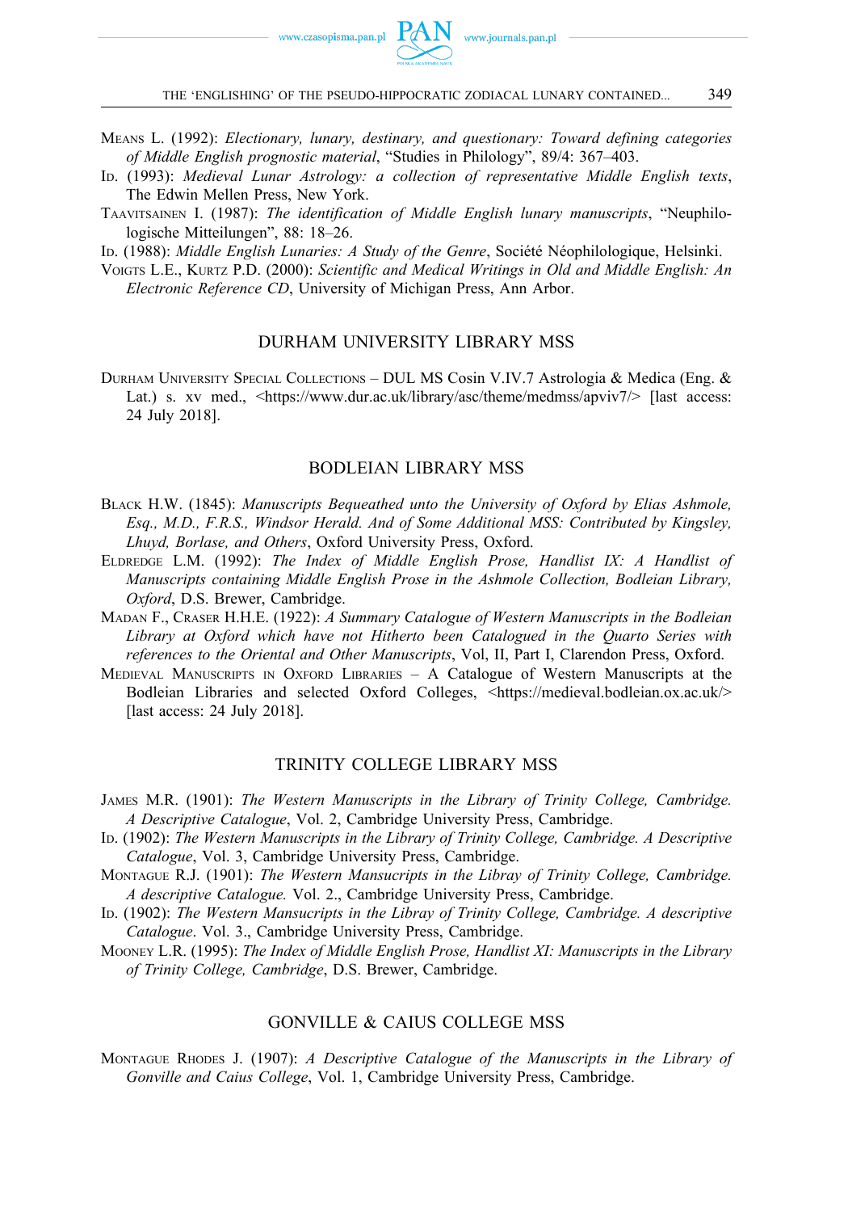Means L. (1992): *Electionary, lunary, destinary, and questionary: Toward defining categories of Middle English prognostic material*, "Studies in Philology", 89/4: 367–403.

Id. (1993): *Medieval Lunar Astrology: a collection of representative Middle English texts*, The Edwin Mellen Press, New York.

Taavitsainen I. (1987): *The identification of Middle English lunary manuscripts*, "Neuphilologische Mitteilungen", 88: 18–26.

Id. (1988): *Middle English Lunaries: A Study of the Genre*, Société Néophilologique, Helsinki.

Voigts L.E., Kurtz P.D. (2000): *Scientific and Medical Writings in Old and Middle English: An Electronic Reference CD*, University of Michigan Press, Ann Arbor.

## DURHAM UNIVERSITY LIBRARY MSS

Durham University Special Collections – DUL MS Cosin V.IV.7 Astrologia & Medica (Eng. & Lat.) s. xv med., <https://www.dur.ac.uk/library/asc/theme/medmss/apviv7/> [last access: 24 July 2018].

## BODLEIAN LIBRARY MSS

Black H.W. (1845): *Manuscripts Bequeathed unto the University of Oxford by Elias Ashmole, Esq., M.D., F.R.S., Windsor Herald. And of Some Additional MSS: Contributed by Kingsley, Lhuyd, Borlase, and Others*, Oxford University Press, Oxford.

Eldredge L.M. (1992): *The Index of Middle English Prose, Handlist IX: A Handlist of Manuscripts containing Middle English Prose in the Ashmole Collection, Bodleian Library, Oxford*, D.S. Brewer, Cambridge.

Madan F., Craser H.H.E. (1922): *A Summary Catalogue of Western Manuscripts in the Bodleian Library at Oxford which have not Hitherto been Catalogued in the Quarto Series with references to the Oriental and Other Manuscripts*, Vol, II, Part I, Clarendon Press, Oxford.

Medieval Manuscripts in Oxford Libraries – A Catalogue of Western Manuscripts at the Bodleian Libraries and selected Oxford Colleges, <https://medieval.bodleian.ox.ac.uk/> [last access: 24 July 2018].

## TRINITY COLLEGE LIBRARY MSS

James M.R. (1901): *The Western Manuscripts in the Library of Trinity College, Cambridge. A Descriptive Catalogue*, Vol. 2, Cambridge University Press, Cambridge.

Id. (1902): *The Western Manuscripts in the Library of Trinity College, Cambridge. A Descriptive Catalogue*, Vol. 3, Cambridge University Press, Cambridge.

Montague R.J. (1901): *The Western Manscripts in the Libray of Trinity College, Cambridge. A descriptive Catalogue.* Vol. 2., Cambridge University Press, Cambridge.

Id. (1902): *The Western Manscripts in the Libray of Trinity College, Cambridge. A descriptive Catalogue*. Vol. 3., Cambridge University Press, Cambridge.

Mooney L.R. (1995): *The Index of Middle English Prose, Handlist XI: Manuscripts in the Library of Trinity College, Cambridge*, D.S. Brewer, Cambridge.

## GONVILLE & CAIUS COLLEGE MSS

Montague Rhodes J. (1907): *A Descriptive Catalogue of the Manuscripts in the Library of Gonville and Caius College*, Vol. 1, Cambridge University Press, Cambridge.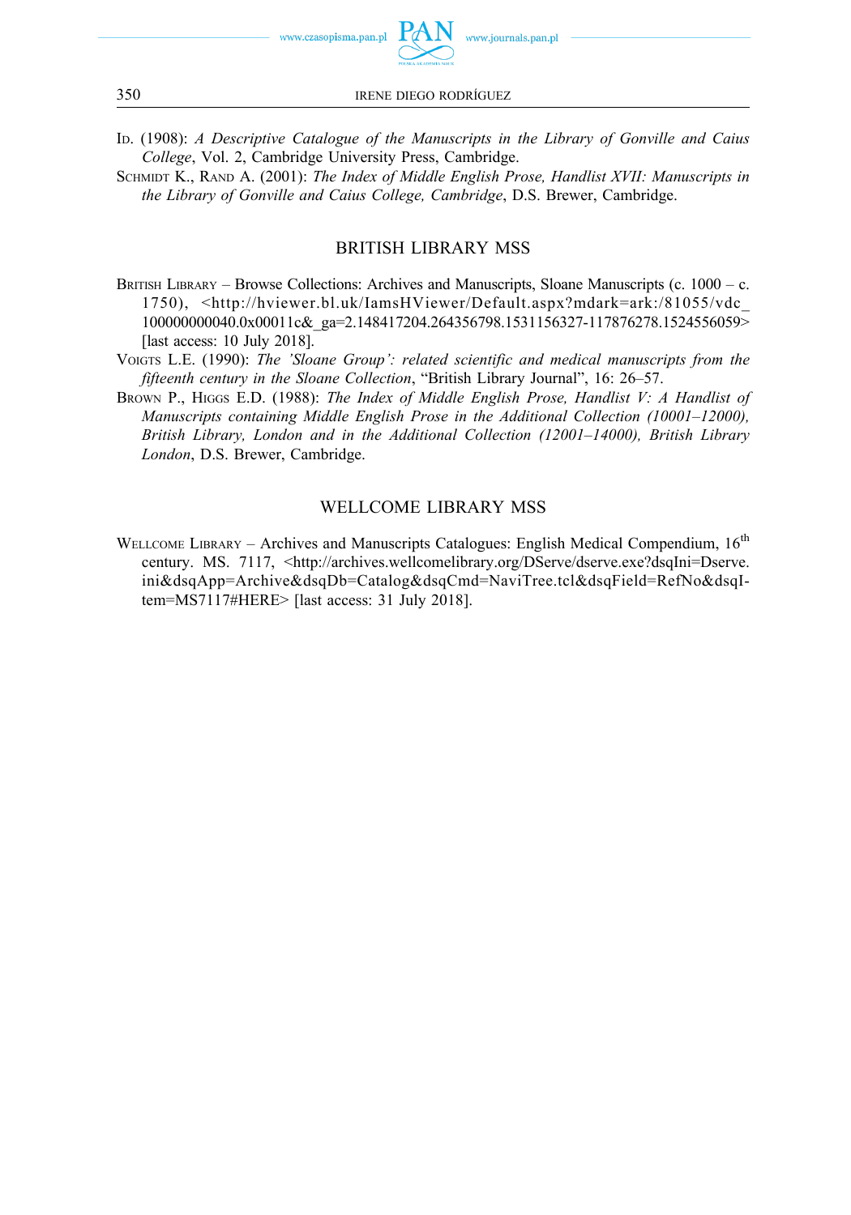Id. (1908): *A Descriptive Catalogue of the Manuscripts in the Library of Gonville and Caius College*, Vol. 2, Cambridge University Press, Cambridge.

Schmidt K., Rand A. (2001): *The Index of Middle English Prose, Handlist XVII: Manuscripts in the Library of Gonville and Caius College, Cambridge*, D.S. Brewer, Cambridge.

## BRITISH LIBRARY MSS

British Library – Browse Collections: Archives and Manuscripts, Sloane Manuscripts (c. 1000 – c. 1750), <http://hviewer.bl.uk/IamsHViewer/Default.aspx?mdark=ark:/81055/vdc_100000000040.0x00011c&_ga=2.148417204.264356798.1531156327-117876278.1524556059> [last access: 10 July 2018].

Voigts L.E. (1990): *The 'Sloane Group': related scientific and medical manuscripts from the fifteenth century in the Sloane Collection*, "British Library Journal", 16: 26–57.

Brown P., Higgs E.D. (1988): *The Index of Middle English Prose, Handlist V: A Handlist of Manuscripts containing Middle English Prose in the Additional Collection (10001–12000), British Library, London and in the Additional Collection (12001–14000), British Library London*, D.S. Brewer, Cambridge.

## WELLCOME LIBRARY MSS

Wellcome Library – Archives and Manuscripts Catalogues: English Medical Compendium, 16th century. MS. 7117, <http://archives.wellcomelibrary.org/DServe/dserve.exe?dsqIni=Dserve.ini&dsqApp=Archive&dsqDb=Catalog&dsqCmd=NaviTree.tcl&dsqField=RefNo&dsqItem=MS7117#HERE> [last access: 31 July 2018].